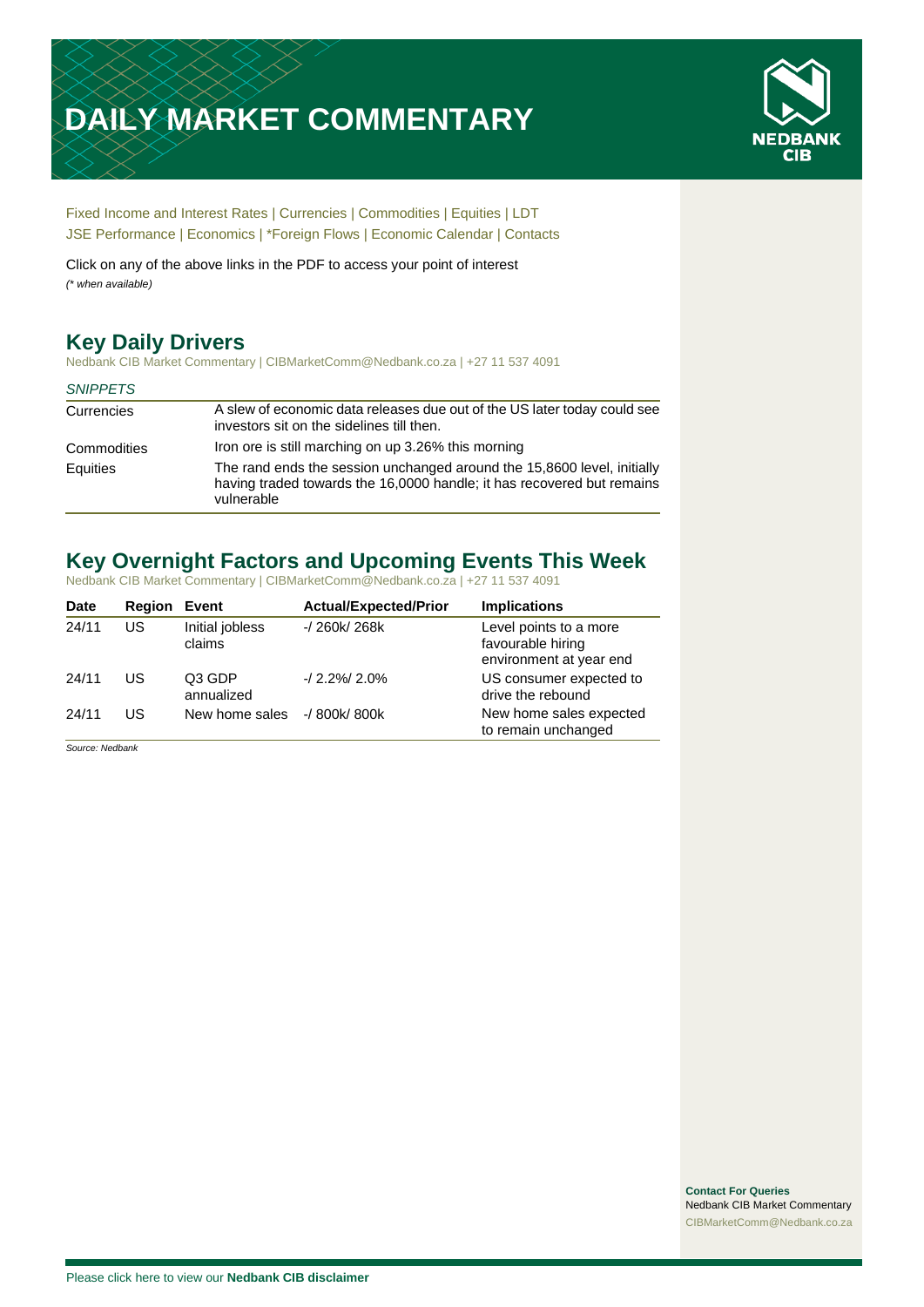# DAILY MARKET COMMENTARY

NEDBANK CIB

Fixed Income and Interest Rates | Currencies | Commodities | Equities | LDT
JSE Performance | Economics | *Foreign Flows | Economic Calendar | Contacts

Click on any of the above links in the PDF to access your point of interest
*(* when available)*

## Key Daily Drivers

Nedbank CIB Market Commentary | CIBMarketComm@Nedbank.co.za | +27 11 537 4091

| *SNIPPETS* | |
|---|---|
| Currencies | A slew of economic data releases due out of the US later today could see investors sit on the sidelines till then. |
| Commodities | Iron ore is still marching on up 3.26% this morning |
| Equities | The rand ends the session unchanged around the 15,8600 level, initially having traded towards the 16,0000 handle; it has recovered but remains vulnerable |

## Key Overnight Factors and Upcoming Events This Week

Nedbank CIB Market Commentary | CIBMarketComm@Nedbank.co.za | +27 11 537 4091

| Date | Region | Event | Actual/Expected/Prior | Implications |
|---|---|---|---|---|
| 24/11 | US | Initial jobless claims | -/ 260k/ 268k | Level points to a more favourable hiring environment at year end |
| 24/11 | US | Q3 GDP annualized | -/ 2.2%/ 2.0% | US consumer expected to drive the rebound |
| 24/11 | US | New home sales | -/ 800k/ 800k | New home sales expected to remain unchanged |

*Source: Nedbank*

**Contact For Queries**
Nedbank CIB Market Commentary
CIBMarketComm@Nedbank.co.za

Please click here to view our **Nedbank CIB disclaimer**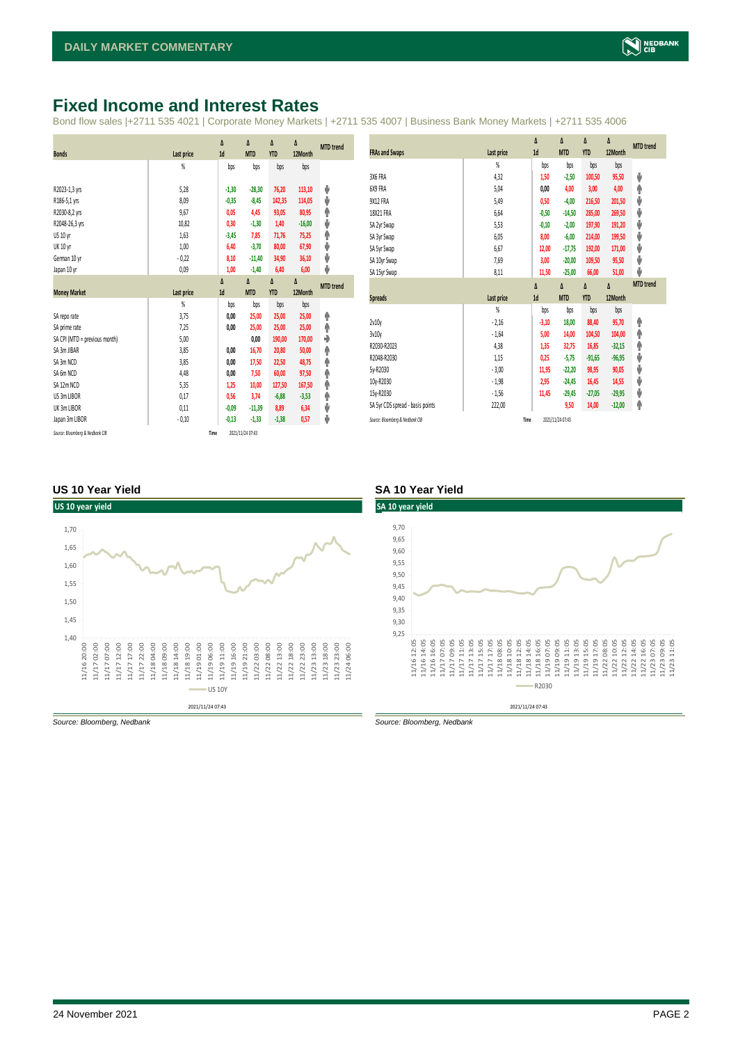# Fixed Income and Interest Rates

Bond flow sales |+2711 535 4021 | Corporate Money Markets | +2711 535 4007 | Business Bank Money Markets | +2711 535 4006

| Bonds | Last price | Δ 1d | Δ MTD | Δ YTD | Δ 12Month | MTD trend |
|---|---|---|---|---|---|---|
| | % | bps | bps | bps | bps | |
| R2023-1,3 yrs | 5,28 | -1,30 | -28,30 | 76,20 | 113,10 | ⬇ |
| R186-5,1 yrs | 8,09 | -0,35 | -8,45 | 142,35 | 114,05 | ⬇ |
| R2030-8,2 yrs | 9,67 | 0,05 | 4,45 | 93,05 | 80,95 | ⬆ |
| R2048-26,3 yrs | 10,82 | 0,30 | -1,30 | 1,40 | -16,00 | ⬇ |
| US 10 yr | 1,63 | -3,45 | 7,85 | 71,76 | 75,25 | ⬆ |
| UK 10 yr | 1,00 | 6,40 | -3,70 | 80,00 | 67,90 | ⬇ |
| German 10 yr | -0,22 | 8,10 | -11,40 | 34,90 | 36,10 | ⬇ |
| Japan 10 yr | 0,09 | 1,00 | -1,40 | 6,40 | 6,00 | ⬇ |

| Money Market | Last price | Δ 1d | Δ MTD | Δ YTD | Δ 12Month | MTD trend |
|---|---|---|---|---|---|---|
| | % | bps | bps | bps | bps | |
| SA repo rate | 3,75 | 0,00 | 25,00 | 25,00 | 25,00 | ⬆ |
| SA prime rate | 7,25 | 0,00 | 25,00 | 25,00 | 25,00 | ⬆ |
| SA CPI (MTD = previous month) | 5,00 | | 0,00 | 190,00 | 170,00 | ➡ |
| SA 3m JIBAR | 3,85 | 0,00 | 16,70 | 20,80 | 50,00 | ⬆ |
| SA 3m NCD | 3,85 | 0,00 | 17,50 | 22,50 | 48,75 | ⬆ |
| SA 6m NCD | 4,48 | 0,00 | 7,50 | 60,00 | 97,50 | ⬆ |
| SA 12m NCD | 5,35 | 1,25 | 10,00 | 127,50 | 167,50 | ⬆ |
| US 3m LIBOR | 0,17 | 0,56 | 3,74 | -6,88 | -3,53 | ⬆ |
| UK 3m LIBOR | 0,11 | -0,09 | -11,39 | 8,89 | 6,34 | ⬇ |
| Japan 3m LIBOR | -0,10 | -0,13 | -1,33 | -1,38 | 0,57 | ⬇ |

*Source: Bloomberg & Nedbank CIB* Time 2021/11/24 07:43

| FRAs and Swaps | Last price | Δ 1d | Δ MTD | Δ YTD | Δ 12Month | MTD trend |
|---|---|---|---|---|---|---|
| | % | bps | bps | bps | bps | |
| 3X6 FRA | 4,32 | 1,50 | -2,50 | 100,50 | 95,50 | ⬇ |
| 6X9 FRA | 5,04 | 0,00 | 4,00 | 3,00 | 4,00 | ⬆ |
| 9X12 FRA | 5,49 | 0,50 | -4,00 | 216,50 | 201,50 | ⬇ |
| 18X21 FRA | 6,64 | -0,50 | -14,50 | 285,00 | 269,50 | ⬇ |
| SA 2yr Swap | 5,53 | -0,10 | -2,00 | 197,90 | 191,20 | ⬇ |
| SA 3yr Swap | 6,05 | 8,00 | -6,00 | 214,00 | 199,50 | ⬇ |
| SA 5yr Swap | 6,67 | 12,00 | -17,75 | 192,00 | 171,00 | ⬇ |
| SA 10yr Swap | 7,69 | 3,00 | -20,00 | 109,50 | 95,50 | ⬇ |
| SA 15yr Swap | 8,11 | 11,50 | -25,00 | 66,00 | 51,00 | ⬇ |

| Spreads | Last price | Δ 1d | Δ MTD | Δ YTD | Δ 12Month | MTD trend |
|---|---|---|---|---|---|---|
| | % | bps | bps | bps | bps | |
| 2v10y | -2,16 | -3,10 | 18,00 | 88,40 | 95,70 | ⬆ |
| 3v10y | -1,64 | 5,00 | 14,00 | 104,50 | 104,00 | ⬆ |
| R2030-R2023 | 4,38 | 1,35 | 32,75 | 16,85 | -32,15 | ⬆ |
| R2048-R2030 | 1,15 | 0,25 | -5,75 | -91,65 | -96,95 | ⬇ |
| 5y-R2030 | -3,00 | 11,95 | -22,20 | 98,95 | 90,05 | ⬇ |
| 10y-R2030 | -1,98 | 2,95 | -24,45 | 16,45 | 14,55 | ⬇ |
| 15y-R2030 | -1,56 | 11,45 | -29,45 | -27,05 | -29,95 | ⬇ |
| SA 5yr CDS spread - basis points | 222,00 | | 9,50 | 14,00 | -12,00 | ⬆ |

*Source: Bloomberg & Nedbank CIB* Time 2021/11/24 07:43

### US 10 Year Yield

*Source: Bloomberg, Nedbank*

### SA 10 Year Yield

*Source: Bloomberg, Nedbank*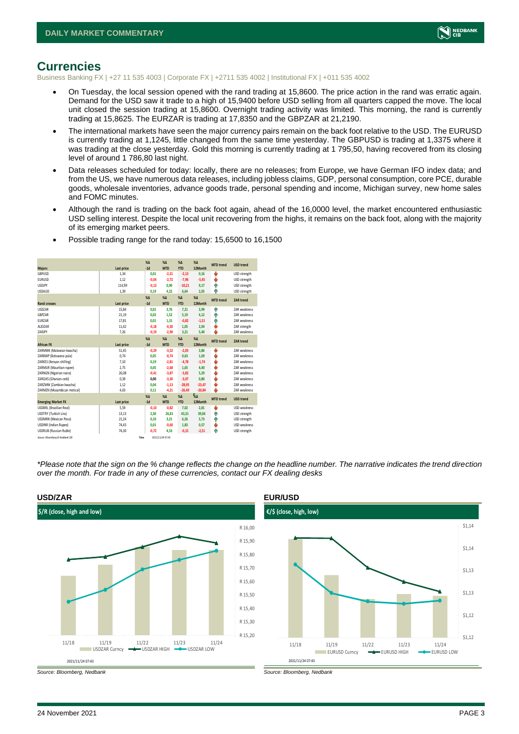## Currencies

Business Banking FX | +27 11 535 4003 | Corporate FX | +2711 535 4002 | Institutional FX | +011 535 4002

- On Tuesday, the local session opened with the rand trading at 15,8600. The price action in the rand was erratic again. Demand for the USD saw it trade to a high of 15,9400 before USD selling from all quarters capped the move. The local unit closed the session trading at 15,8600. Overnight trading activity was limited. This morning, the rand is currently trading at 15,8625. The EURZAR is trading at 17,8350 and the GBPZAR at 21,2190.
- The international markets have seen the major currency pairs remain on the back foot relative to the USD. The EURUSD is currently trading at 1,1245, little changed from the same time yesterday. The GBPUSD is trading at 1,3375 where it was trading at the close yesterday. Gold this morning is currently trading at 1 795,50, having recovered from its closing level of around 1 786,80 last night.
- Data releases scheduled for today: locally, there are no releases; from Europe, we have German IFO index data; and from the US, we have numerous data releases, including jobless claims, GDP, personal consumption, core PCE, durable goods, wholesale inventories, advance goods trade, personal spending and income, Michigan survey, new home sales and FOMC minutes.
- Although the rand is trading on the back foot again, ahead of the 16,0000 level, the market encountered enthusiastic USD selling interest. Despite the local unit recovering from the highs, it remains on the back foot, along with the majority of its emerging market peers.
- Possible trading range for the rand today: 15,6500 to 16,1500

| Majors | Last price | %Δ -1d | %Δ MTD | %Δ YTD | %Δ 12Month | MTD trend | USD trend |
|---|---|---|---|---|---|---|---|
| GBPUSD | 1,34 | 0,01 | -2,21 | -2,13 | 0,16 | ↓ | USD strength |
| EURUSD | 1,12 | -0,04 | -2,72 | -7,96 | -5,45 | ↓ | USD strength |
| USDJPY | 114,99 | -0,13 | 0,90 | -10,21 | 9,17 | ↑ | USD strength |
| USDAUD | 1,39 | 0,19 | 4,22 | 6,64 | 2,05 | ↑ | USD strength |
| **Rand crosses** | **Last price** | **%Δ -1d** | **%Δ MTD** | **%Δ YTD** | **%Δ 12Month** | **MTD trend** | **ZAR trend** |
| USDZAR | 15,84 | 0,01 | 3,76 | 7,21 | 3,99 | ↑ | ZAR weakness |
| GBPZAR | 21,19 | 0,02 | 1,52 | 5,19 | 4,12 | ↑ | ZAR weakness |
| EURZAR | 17,81 | 0,01 | 1,15 | -0,82 | -1,51 | ↑ | ZAR weakness |
| AUDZAR | 11,42 | -0,18 | -0,30 | 1,05 | 2,04 | ↓ | ZAR strength |
| ZARJPY | 7,26 | -0,19 | -2,90 | 3,21 | 5,40 | ↓ | ZAR weakness |
| **African FX** | **Last price** | **%Δ -1d** | **%Δ MTD** | **%Δ YTD** | **%Δ 12Month** | **MTD trend** | **ZAR trend** |
| ZARMWK (Malawian kwacha) | 51,45 | -0,29 | -3,52 | -2,05 | 3,86 | ↓ | ZAR weakness |
| ZARBWP (Botswana pula) | 0,74 | 0,05 | -0,74 | 0,63 | 1,69 | ↓ | ZAR weakness |
| ZARKES (Kenyan shilling) | 7,10 | 0,19 | -2,81 | -4,78 | -1,74 | ↓ | ZAR weakness |
| ZARMUR (Mauritian rupee) | 2,75 | 0,05 | -2,68 | 1,65 | 4,40 | ↓ | ZAR weakness |
| ZARNGN (Nigerian naira) | 26,08 | -0,41 | -3,87 | -3,82 | 5,29 | ↓ | ZAR weakness |
| ZARGHS (Ghanian cedi) | 0,39 | 0,00 | -3,30 | -3,07 | 0,80 | ↓ | ZAR weakness |
| ZARZMW (Zambian kwacha) | 1,12 | 0,04 | -1,13 | -28,95 | -23,47 | ↓ | ZAR weakness |
| ZARMZN (Mozambican metical) | 4,03 | 0,11 | -4,21 | -26,49 | -20,84 | ↓ | ZAR weakness |
| **Emerging Market FX** | **Last price** | **%Δ -1d** | **%Δ MTD** | **%Δ YTD** | **%Δ 12Month** | **MTD trend** | **USD trend** |
| USDBRL (Brazilian Real) | 5,59 | -0,10 | -0,82 | 7,02 | 2,81 | ↓ | USD weakness |
| USDTRY (Turkish Lira) | 13,13 | 2,30 | 26,81 | 43,31 | 39,06 | ↑ | USD strength |
| USDMXN (Mexican Peso) | 21,24 | 0,10 | 3,21 | 6,26 | 5,73 | ↑ | USD strength |
| USDINR (Indian Rupee) | 74,43 | 0,01 | -0,60 | 1,83 | 0,57 | ↓ | USD weakness |
| USDRUB (Russian Ruble) | 74,30 | -0,72 | 4,53 | -0,15 | -2,51 | ↑ | USD strength |

Source: Bloomberg & Nedbank CIB | Time: 2021/11/24 07:43

*\*Please note that the sign on the % change reflects the change on the headline number. The narrative indicates the trend direction over the month. For trade in any of these currencies, contact our FX dealing desks*

### USD/ZAR

$/R (close, high and low)

2021/11/24 07:43

Source: Bloomberg, Nedbank

### EUR/USD

€/$ (close, high, low)

2021/11/24 07:43

Source: Bloomberg, Nedbank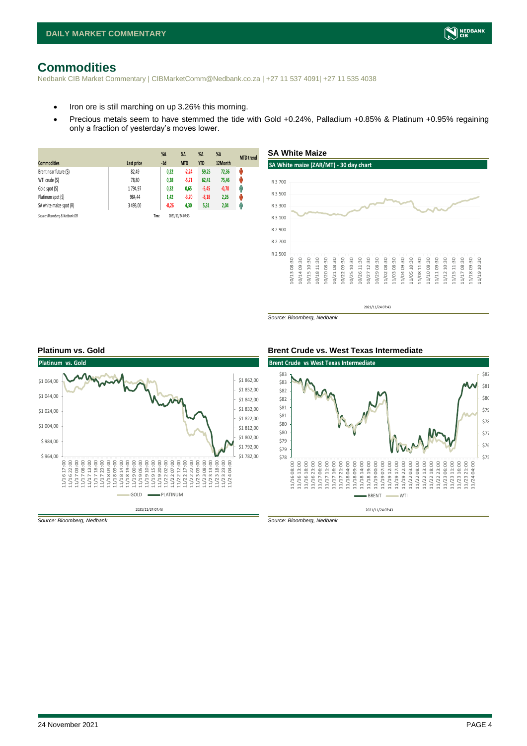# Commodities

Nedbank CIB Market Commentary | CIBMarketComm@Nedbank.co.za | +27 11 537 4091| +27 11 535 4038

- Iron ore is still marching on up 3.26% this morning.
- Precious metals seem to have stemmed the tide with Gold +0.24%, Palladium +0.85% & Platinum +0.95% regaining only a fraction of yesterday's moves lower.

| Commodities | Last price | %Δ -1d | %Δ MTD | %Δ YTD | %Δ 12Month | MTD trend |
|---|---|---|---|---|---|---|
| Brent near future ($) | 82,49 | 0,22 | -2,24 | 59,25 | 72,36 | ↓ |
| WTI crude ($) | 78,80 | 0,38 | -5,71 | 62,41 | 75,46 | ↓ |
| Gold spot ($) | 1 794,97 | 0,32 | 0,65 | -5,45 | -0,70 | ↑ |
| Platinum spot ($) | 984,44 | 1,42 | -3,70 | -8,18 | 2,26 | ↓ |
| SA white maize spot (R) | 3 493,00 | -0,26 | 4,30 | 5,31 | 2,04 | ↑ |

*Source: Bloomberg & Nedbank CIB* Time 2021/11/24 07:43

## SA White Maize

**SA White maize (ZAR/MT) - 30 day chart**

2021/11/24 07:43

*Source: Bloomberg, Nedbank*

## Platinum vs. Gold

**Platinum vs. Gold**

2021/11/24 07:43

*Source: Bloomberg, Nedbank*

## Brent Crude vs. West Texas Intermediate

**Brent Crude vs West Texas Intermediate**

2021/11/24 07:43

*Source: Bloomberg, Nedbank*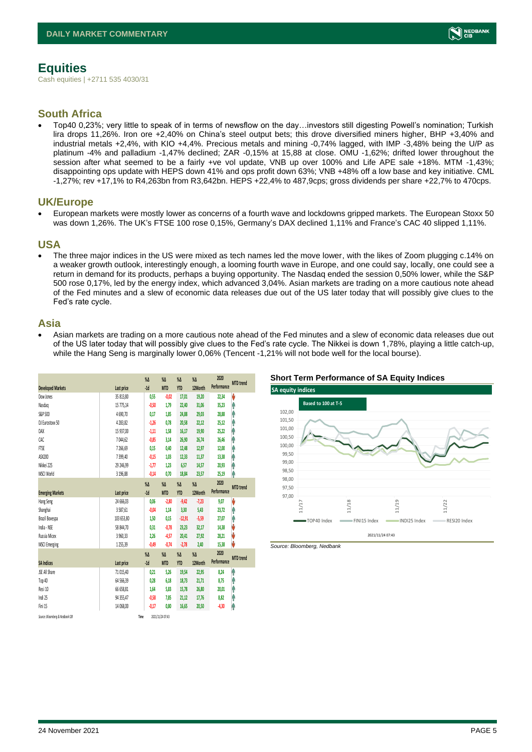# Equities

Cash equities | +2711 535 4030/31

## South Africa

- Top40 0,23%; very little to speak of in terms of newsflow on the day…investors still digesting Powell's nomination; Turkish lira drops 11,26%. Iron ore +2,40% on China's steel output bets; this drove diversified miners higher, BHP +3,40% and industrial metals +2,4%, with KIO +4,4%. Precious metals and mining -0,74% lagged, with IMP -3,48% being the U/P as platinum -4% and palladium -1,47% declined; ZAR -0,15% at 15,88 at close. OMU -1,62%; drifted lower throughout the session after what seemed to be a fairly +ve vol update, VNB up over 100% and Life APE sale +18%. MTM -1,43%; disappointing ops update with HEPS down 41% and ops profit down 63%; VNB +48% off a low base and key initiative. CML -1,27%; rev +17,1% to R4,263bn from R3,642bn. HEPS +22,4% to 487,9cps; gross dividends per share +22,7% to 470cps.

## UK/Europe

- European markets were mostly lower as concerns of a fourth wave and lockdowns gripped markets. The European Stoxx 50 was down 1,26%. The UK's FTSE 100 rose 0,15%, Germany's DAX declined 1,11% and France's CAC 40 slipped 1,11%.

## USA

- The three major indices in the US were mixed as tech names led the move lower, with the likes of Zoom plugging c.14% on a weaker growth outlook, interestingly enough, a looming fourth wave in Europe, and one could say, locally, one could see a return in demand for its products, perhaps a buying opportunity. The Nasdaq ended the session 0,50% lower, while the S&P 500 rose 0,17%, led by the energy index, which advanced 3,04%. Asian markets are trading on a more cautious note ahead of the Fed minutes and a slew of economic data releases due out of the US later today that will possibly give clues to the Fed's rate cycle.

## Asia

- Asian markets are trading on a more cautious note ahead of the Fed minutes and a slew of economic data releases due out of the US later today that will possibly give clues to the Fed's rate cycle. The Nikkei is down 1,78%, playing a little catch-up, while the Hang Seng is marginally lower 0,06% (Tencent -1,21% will not bode well for the local bourse).

| Developed Markets | Last price | %Δ -1d | %Δ MTD | %Δ YTD | %Δ 12Month | 2020 Performance | MTD trend |
|---|---|---|---|---|---|---|---|
| Dow Jones | 35 813,80 | 0,55 | -0,02 | 17,01 | 19,20 | 22,34 | ▼ |
| Nasdaq | 15 775,14 | -0,50 | 1,79 | 22,40 | 31,06 | 35,23 | ▲ |
| S&P 500 | 4 690,70 | 0,17 | 1,85 | 24,88 | 29,03 | 28,88 | ▲ |
| DJ Eurostoxx 50 | 4 283,82 | -1,26 | 0,78 | 20,58 | 22,12 | 25,12 | ▲ |
| DAX | 15 937,00 | -1,11 | 1,58 | 16,17 | 19,90 | 25,22 | ▲ |
| CAC | 7 044,62 | -0,85 | 3,14 | 26,90 | 26,74 | 26,46 | ▲ |
| FTSE | 7 266,69 | 0,15 | 0,40 | 12,48 | 12,97 | 12,00 | ▲ |
| ASX200 | 7 399,40 | -0,15 | 1,03 | 12,33 | 11,37 | 13,38 | ▲ |
| Nikkei 225 | 29 246,99 | -1,77 | 1,23 | 6,57 | 14,57 | 20,93 | ▲ |
| MSCI World | 3 196,88 | -0,14 | 0,70 | 18,84 | 23,57 | 25,19 | ▲ |
| **Emerging Markets** | **Last price** | **%Δ -1d** | **%Δ MTD** | **%Δ YTD** | **%Δ 12Month** | **2020 Performance** | **MTD trend** |
| Hang Seng | 24 666,03 | 0,06 | -2,80 | -9,42 | -7,23 | 9,07 | ▼ |
| Shanghai | 3 587,61 | -0,04 | 1,14 | 3,30 | 5,43 | 23,72 | ▲ |
| Brazil Bovespa | 103 653,80 | 1,50 | 0,15 | -12,91 | -5,59 | 27,07 | ▲ |
| India - NSE | 58 844,70 | 0,31 | -0,78 | 23,23 | 32,17 | 14,38 | ▼ |
| Russia Micex | 3 960,33 | 2,26 | -4,57 | 20,41 | 27,92 | 28,21 | ▼ |
| MSCI Emerging | 1 255,39 | -0,49 | -0,74 | -2,78 | 2,40 | 15,38 | ▼ |
| **SA Indices** | **Last price** | **%Δ -1d** | **%Δ MTD** | **%Δ YTD** | **%Δ 12Month** | **2020 Performance** | **MTD trend** |
| JSE All Share | 71 015,40 | 0,21 | 5,26 | 19,54 | 22,95 | 8,24 | ▲ |
| Top 40 | 64 566,39 | 0,28 | 6,18 | 18,73 | 21,71 | 8,75 | ▲ |
| Resi 10 | 66 658,81 | 1,64 | 5,83 | 15,78 | 26,80 | 20,01 | ▲ |
| Indi 25 | 94 355,47 | -0,58 | 7,85 | 21,12 | 17,76 | 8,82 | ▲ |
| Fini 15 | 14 068,00 | -0,17 | 0,80 | 16,65 | 20,50 | -4,30 | ▲ |

Source: Bloomberg & Nedbank CIB    Time 2021/11/24 07:43

**Short Term Performance of SA Equity Indices**

Source: Bloomberg, Nedbank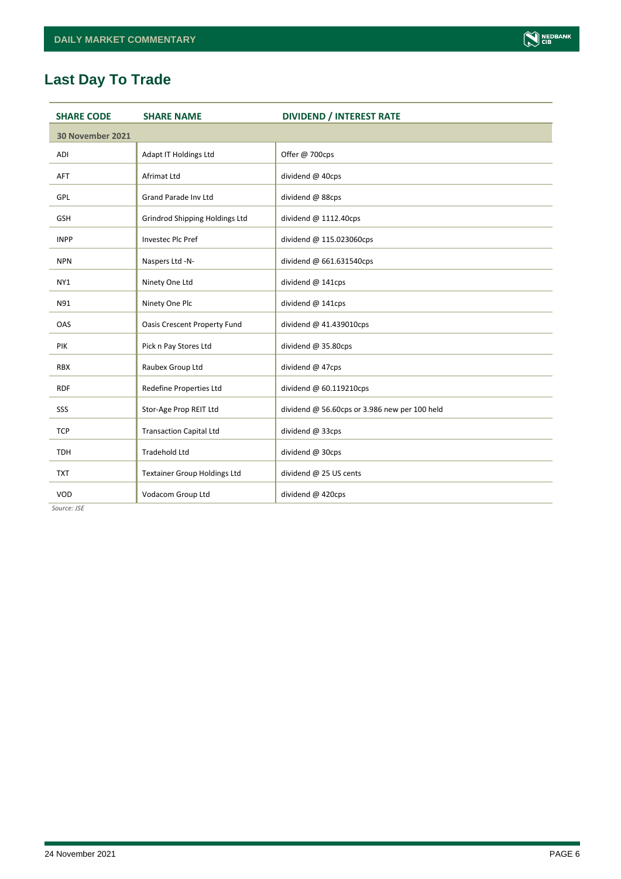## Last Day To Trade

| SHARE CODE | SHARE NAME | DIVIDEND / INTEREST RATE |
|---|---|---|
| **30 November 2021** | | |
| ADI | Adapt IT Holdings Ltd | Offer @ 700cps |
| AFT | Afrimat Ltd | dividend @ 40cps |
| GPL | Grand Parade Inv Ltd | dividend @ 88cps |
| GSH | Grindrod Shipping Holdings Ltd | dividend @ 1112.40cps |
| INPP | Investec Plc Pref | dividend @ 115.023060cps |
| NPN | Naspers Ltd -N- | dividend @ 661.631540cps |
| NY1 | Ninety One Ltd | dividend @ 141cps |
| N91 | Ninety One Plc | dividend @ 141cps |
| OAS | Oasis Crescent Property Fund | dividend @ 41.439010cps |
| PIK | Pick n Pay Stores Ltd | dividend @ 35.80cps |
| RBX | Raubex Group Ltd | dividend @ 47cps |
| RDF | Redefine Properties Ltd | dividend @ 60.119210cps |
| SSS | Stor-Age Prop REIT Ltd | dividend @ 56.60cps or 3.986 new per 100 held |
| TCP | Transaction Capital Ltd | dividend @ 33cps |
| TDH | Tradehold Ltd | dividend @ 30cps |
| TXT | Textainer Group Holdings Ltd | dividend @ 25 US cents |
| VOD | Vodacom Group Ltd | dividend @ 420cps |

*Source: JSE*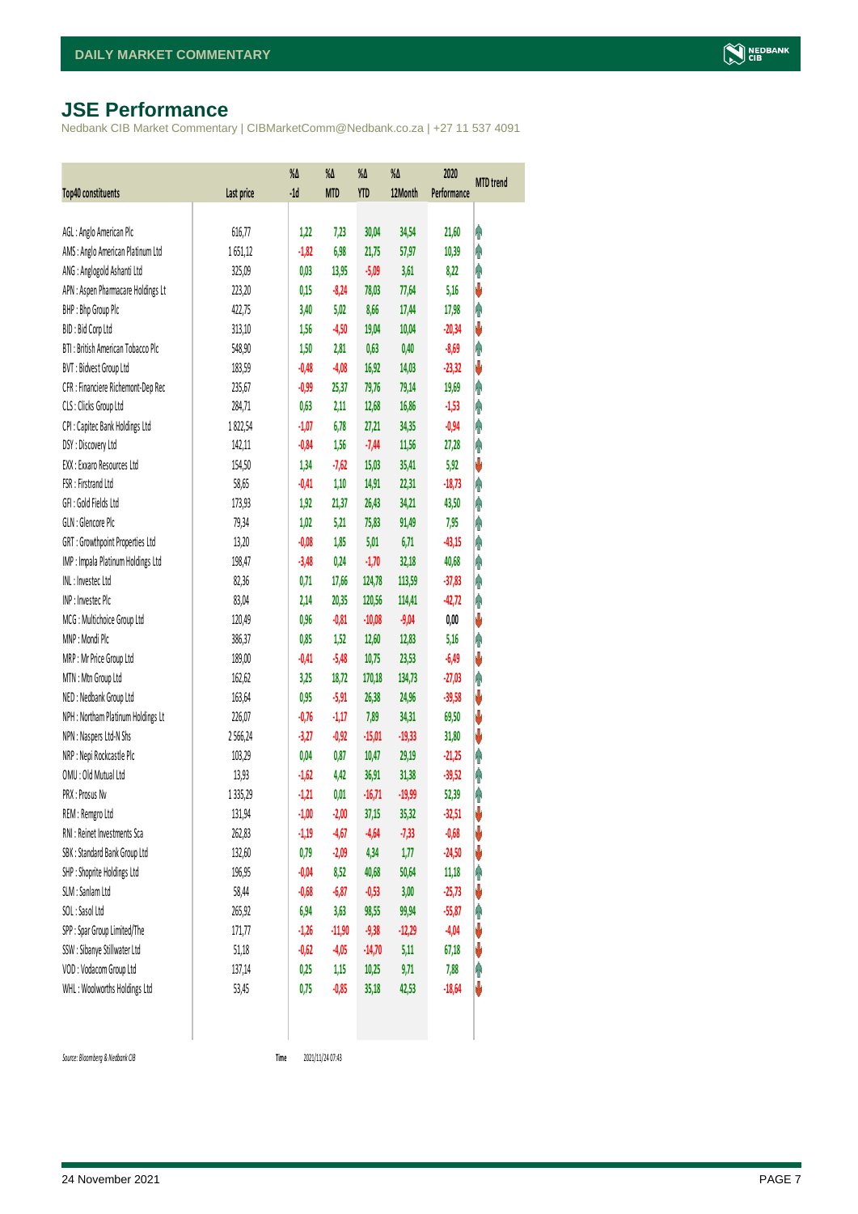# JSE Performance

Nedbank CIB Market Commentary | CIBMarketComm@Nedbank.co.za | +27 11 537 4091

| Top40 constituents | Last price | %Δ -1d | %Δ MTD | %Δ YTD | %Δ 12Month | 2020 Performance | MTD trend |
|---|---|---|---|---|---|---|---|
| AGL : Anglo American Plc | 616,77 | 1,22 | 7,23 | 30,04 | 34,54 | 21,60 | ↑ |
| AMS : Anglo American Platinum Ltd | 1 651,12 | -1,82 | 6,98 | 21,75 | 57,97 | 10,39 | ↑ |
| ANG : Anglogold Ashanti Ltd | 325,09 | 0,03 | 13,95 | -5,09 | 3,61 | 8,22 | ↑ |
| APN : Aspen Pharmacare Holdings Lt | 223,20 | 0,15 | -8,24 | 78,03 | 77,64 | 5,16 | ↓ |
| BHP : Bhp Group Plc | 422,75 | 3,40 | 5,02 | 8,66 | 17,44 | 17,98 | ↑ |
| BID : Bid Corp Ltd | 313,10 | 1,56 | -4,50 | 19,04 | 10,04 | -20,34 | ↓ |
| BTI : British American Tobacco Plc | 548,90 | 1,50 | 2,81 | 0,63 | 0,40 | -8,69 | ↑ |
| BVT : Bidvest Group Ltd | 183,59 | -0,48 | -4,08 | 16,92 | 14,03 | -23,32 | ↓ |
| CFR : Financiere Richemont-Dep Rec | 235,67 | -0,99 | 25,37 | 79,76 | 79,14 | 19,69 | ↑ |
| CLS : Clicks Group Ltd | 284,71 | 0,63 | 2,11 | 12,68 | 16,86 | -1,53 | ↑ |
| CPI : Capitec Bank Holdings Ltd | 1 822,54 | -1,07 | 6,78 | 27,21 | 34,35 | -0,94 | ↑ |
| DSY : Discovery Ltd | 142,11 | -0,84 | 1,56 | -7,44 | 11,56 | 27,28 | ↑ |
| EXX : Exxaro Resources Ltd | 154,50 | 1,34 | -7,62 | 15,03 | 35,41 | 5,92 | ↓ |
| FSR : Firstrand Ltd | 58,65 | -0,41 | 1,10 | 14,91 | 22,31 | -18,73 | ↑ |
| GFI : Gold Fields Ltd | 173,93 | 1,92 | 21,37 | 26,43 | 34,21 | 43,50 | ↑ |
| GLN : Glencore Plc | 79,34 | 1,02 | 5,21 | 75,83 | 91,49 | 7,95 | ↑ |
| GRT : Growthpoint Properties Ltd | 13,20 | -0,08 | 1,85 | 5,01 | 6,71 | -43,15 | ↑ |
| IMP : Impala Platinum Holdings Ltd | 198,47 | -3,48 | 0,24 | -1,70 | 32,18 | 40,68 | ↑ |
| INL : Investec Ltd | 82,36 | 0,71 | 17,66 | 124,78 | 113,59 | -37,83 | ↑ |
| INP : Investec Plc | 83,04 | 2,14 | 20,35 | 120,56 | 114,41 | -42,72 | ↑ |
| MCG : Multichoice Group Ltd | 120,49 | 0,96 | -0,81 | -10,08 | -9,04 | 0,00 | ↓ |
| MNP : Mondi Plc | 386,37 | 0,85 | 1,52 | 12,60 | 12,83 | 5,16 | ↑ |
| MRP : Mr Price Group Ltd | 189,00 | -0,41 | -5,48 | 10,75 | 23,53 | -6,49 | ↓ |
| MTN : Mtn Group Ltd | 162,62 | 3,25 | 18,72 | 170,18 | 134,73 | -27,03 | ↑ |
| NED : Nedbank Group Ltd | 163,64 | 0,95 | -5,91 | 26,38 | 24,96 | -39,58 | ↓ |
| NPH : Northam Platinum Holdings Lt | 226,07 | -0,76 | -1,17 | 7,89 | 34,31 | 69,50 | ↓ |
| NPN : Naspers Ltd-N Shs | 2 566,24 | -3,27 | -0,92 | -15,01 | -19,33 | 31,80 | ↓ |
| NRP : Nepi Rockcastle Plc | 103,29 | 0,04 | 0,87 | 10,47 | 29,19 | -21,25 | ↑ |
| OMU : Old Mutual Ltd | 13,93 | -1,62 | 4,42 | 36,91 | 31,38 | -39,52 | ↑ |
| PRX : Prosus Nv | 1 335,29 | -1,21 | 0,01 | -16,71 | -19,99 | 52,39 | ↑ |
| REM : Remgro Ltd | 131,94 | -1,00 | -2,00 | 37,15 | 35,32 | -32,51 | ↓ |
| RNI : Reinet Investments Sca | 262,83 | -1,19 | -4,67 | -4,64 | -7,33 | -0,68 | ↓ |
| SBK : Standard Bank Group Ltd | 132,60 | 0,79 | -2,09 | 4,34 | 1,77 | -24,50 | ↓ |
| SHP : Shoprite Holdings Ltd | 196,95 | -0,04 | 8,52 | 40,68 | 50,64 | 11,18 | ↑ |
| SLM : Sanlam Ltd | 58,44 | -0,68 | -6,87 | -0,53 | 3,00 | -25,73 | ↓ |
| SOL : Sasol Ltd | 265,92 | 6,94 | 3,63 | 98,55 | 99,94 | -55,87 | ↑ |
| SPP : Spar Group Limited/The | 171,77 | -1,26 | -11,90 | -9,38 | -12,29 | -4,04 | ↓ |
| SSW : Sibanye Stillwater Ltd | 51,18 | -0,62 | -4,05 | -14,70 | 5,11 | 67,18 | ↓ |
| VOD : Vodacom Group Ltd | 137,14 | 0,25 | 1,15 | 10,25 | 9,71 | 7,88 | ↑ |
| WHL : Woolworths Holdings Ltd | 53,45 | 0,75 | -0,85 | 35,18 | 42,53 | -18,64 | ↓ |

*Source: Bloomberg & Nedbank CIB* Time 2021/11/24 07:43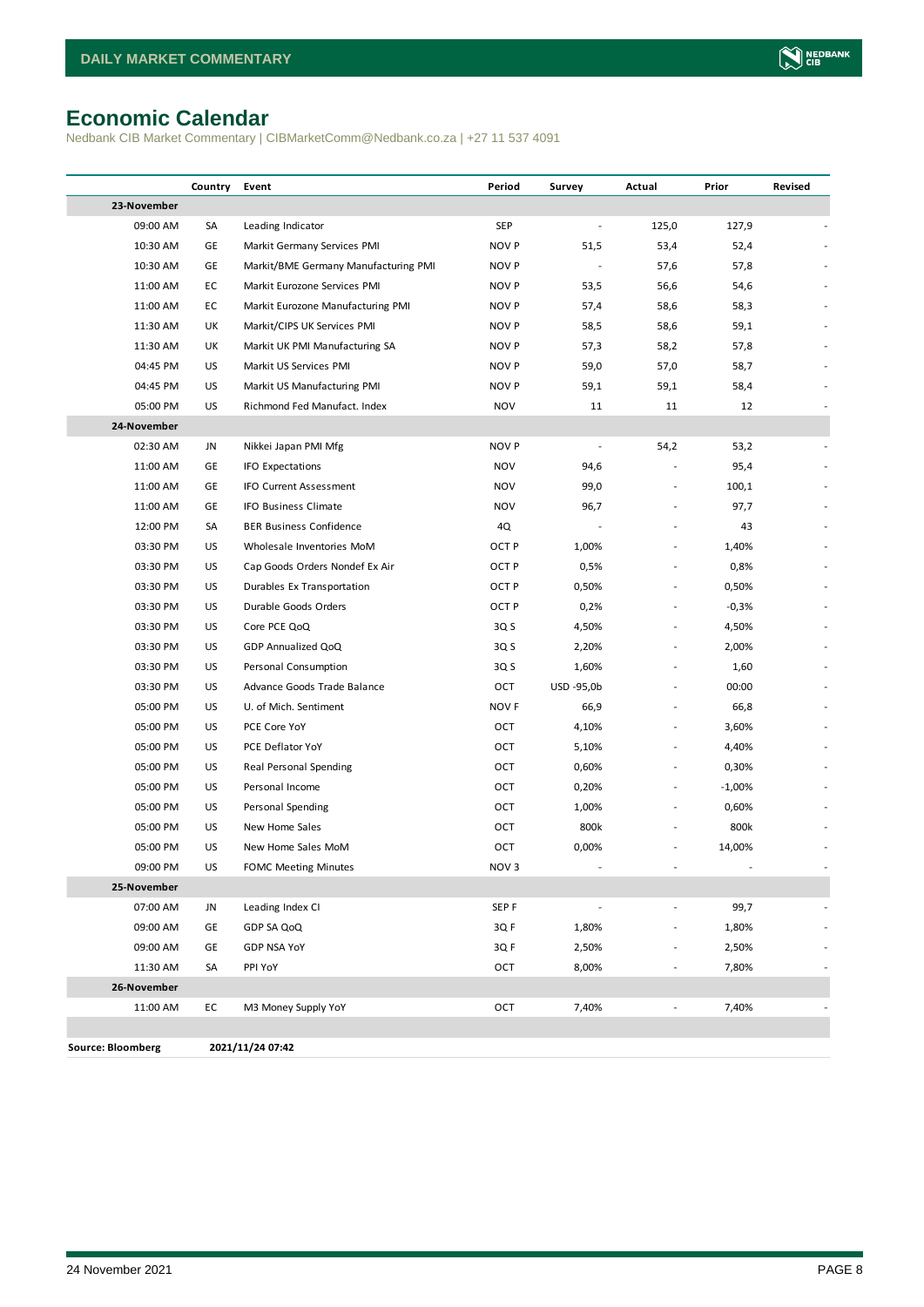# Economic Calendar

Nedbank CIB Market Commentary | CIBMarketComm@Nedbank.co.za | +27 11 537 4091

| | Country | Event | Period | Survey | Actual | Prior | Revised |
|---|---|---|---|---|---|---|---|
| **23-November** | | | | | | | |
| 09:00 AM | SA | Leading Indicator | SEP | - | 125,0 | 127,9 | - |
| 10:30 AM | GE | Markit Germany Services PMI | NOV P | 51,5 | 53,4 | 52,4 | - |
| 10:30 AM | GE | Markit/BME Germany Manufacturing PMI | NOV P | - | 57,6 | 57,8 | - |
| 11:00 AM | EC | Markit Eurozone Services PMI | NOV P | 53,5 | 56,6 | 54,6 | - |
| 11:00 AM | EC | Markit Eurozone Manufacturing PMI | NOV P | 57,4 | 58,6 | 58,3 | - |
| 11:30 AM | UK | Markit/CIPS UK Services PMI | NOV P | 58,5 | 58,6 | 59,1 | - |
| 11:30 AM | UK | Markit UK PMI Manufacturing SA | NOV P | 57,3 | 58,2 | 57,8 | - |
| 04:45 PM | US | Markit US Services PMI | NOV P | 59,0 | 57,0 | 58,7 | - |
| 04:45 PM | US | Markit US Manufacturing PMI | NOV P | 59,1 | 59,1 | 58,4 | - |
| 05:00 PM | US | Richmond Fed Manufact. Index | NOV | 11 | 11 | 12 | - |
| **24-November** | | | | | | | |
| 02:30 AM | JN | Nikkei Japan PMI Mfg | NOV P | - | 54,2 | 53,2 | - |
| 11:00 AM | GE | IFO Expectations | NOV | 94,6 | - | 95,4 | - |
| 11:00 AM | GE | IFO Current Assessment | NOV | 99,0 | - | 100,1 | - |
| 11:00 AM | GE | IFO Business Climate | NOV | 96,7 | - | 97,7 | - |
| 12:00 PM | SA | BER Business Confidence | 4Q | - | - | 43 | - |
| 03:30 PM | US | Wholesale Inventories MoM | OCT P | 1,00% | - | 1,40% | - |
| 03:30 PM | US | Cap Goods Orders Nondef Ex Air | OCT P | 0,5% | - | 0,8% | - |
| 03:30 PM | US | Durables Ex Transportation | OCT P | 0,50% | - | 0,50% | - |
| 03:30 PM | US | Durable Goods Orders | OCT P | 0,2% | - | -0,3% | - |
| 03:30 PM | US | Core PCE QoQ | 3Q S | 4,50% | - | 4,50% | - |
| 03:30 PM | US | GDP Annualized QoQ | 3Q S | 2,20% | - | 2,00% | - |
| 03:30 PM | US | Personal Consumption | 3Q S | 1,60% | - | 1,60 | - |
| 03:30 PM | US | Advance Goods Trade Balance | OCT | USD -95,0b | - | 00:00 | - |
| 05:00 PM | US | U. of Mich. Sentiment | NOV F | 66,9 | - | 66,8 | - |
| 05:00 PM | US | PCE Core YoY | OCT | 4,10% | - | 3,60% | - |
| 05:00 PM | US | PCE Deflator YoY | OCT | 5,10% | - | 4,40% | - |
| 05:00 PM | US | Real Personal Spending | OCT | 0,60% | - | 0,30% | - |
| 05:00 PM | US | Personal Income | OCT | 0,20% | - | -1,00% | - |
| 05:00 PM | US | Personal Spending | OCT | 1,00% | - | 0,60% | - |
| 05:00 PM | US | New Home Sales | OCT | 800k | - | 800k | - |
| 05:00 PM | US | New Home Sales MoM | OCT | 0,00% | - | 14,00% | - |
| 09:00 PM | US | FOMC Meeting Minutes | NOV 3 | - | - | - | - |
| **25-November** | | | | | | | |
| 07:00 AM | JN | Leading Index CI | SEP F | - | - | 99,7 | - |
| 09:00 AM | GE | GDP SA QoQ | 3Q F | 1,80% | - | 1,80% | - |
| 09:00 AM | GE | GDP NSA YoY | 3Q F | 2,50% | - | 2,50% | - |
| 11:30 AM | SA | PPI YoY | OCT | 8,00% | - | 7,80% | - |
| **26-November** | | | | | | | |
| 11:00 AM | EC | M3 Money Supply YoY | OCT | 7,40% | - | 7,40% | - |

**Source: Bloomberg** **2021/11/24 07:42**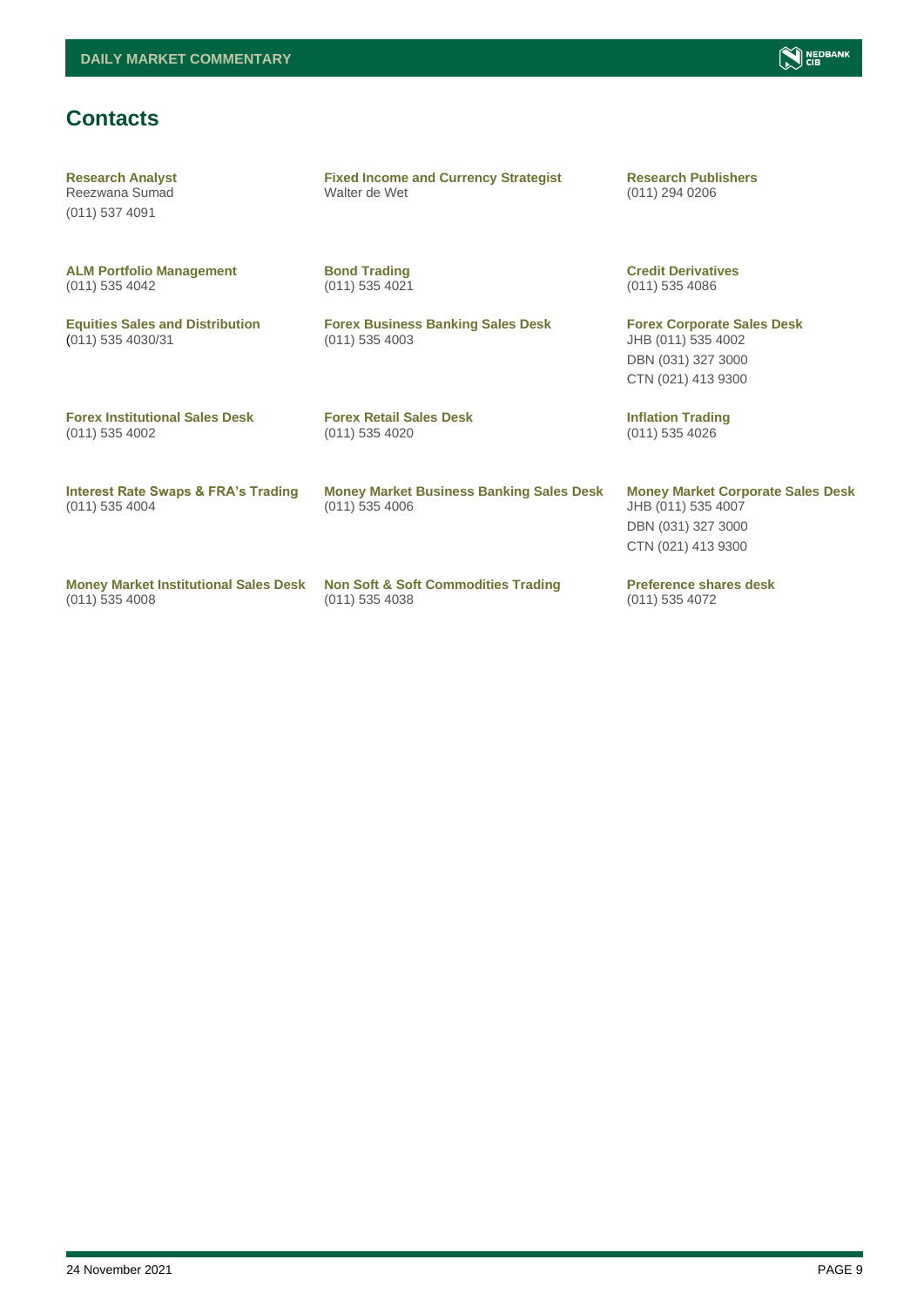## Contacts

**Research Analyst**
Reezwana Sumad
(011) 537 4091

**Fixed Income and Currency Strategist**
Walter de Wet

**Research Publishers**
(011) 294 0206

**ALM Portfolio Management**
(011) 535 4042

**Bond Trading**
(011) 535 4021

**Credit Derivatives**
(011) 535 4086

**Equities Sales and Distribution**
(011) 535 4030/31

**Forex Business Banking Sales Desk**
(011) 535 4003

**Forex Corporate Sales Desk**
JHB (011) 535 4002
DBN (031) 327 3000
CTN (021) 413 9300

**Forex Institutional Sales Desk**
(011) 535 4002

**Forex Retail Sales Desk**
(011) 535 4020

**Inflation Trading**
(011) 535 4026

**Interest Rate Swaps & FRA's Trading**
(011) 535 4004

**Money Market Business Banking Sales Desk**
(011) 535 4006

**Money Market Corporate Sales Desk**
JHB (011) 535 4007
DBN (031) 327 3000
CTN (021) 413 9300

**Money Market Institutional Sales Desk**
(011) 535 4008

**Non Soft & Soft Commodities Trading**
(011) 535 4038

**Preference shares desk**
(011) 535 4072